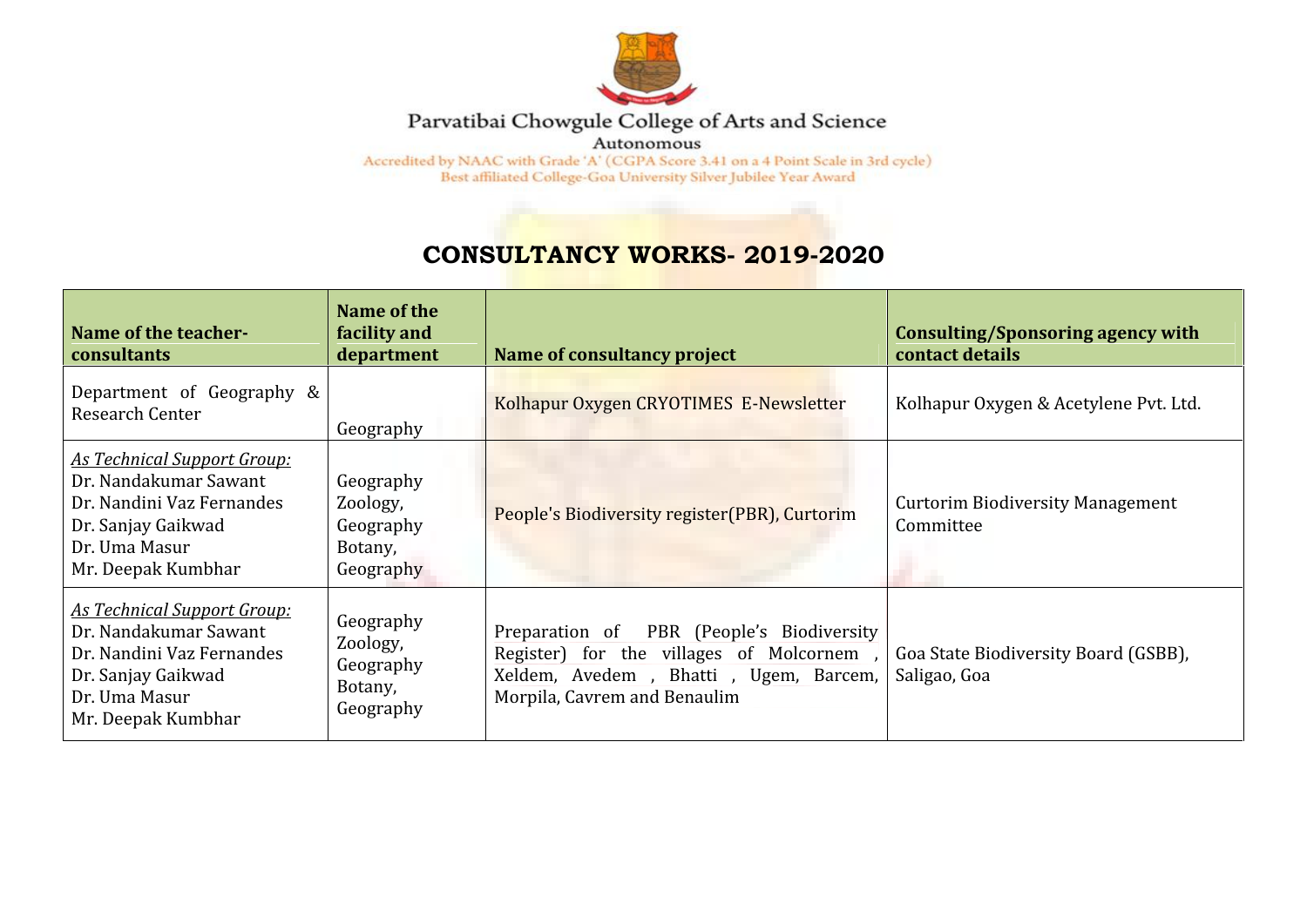Parvatibai Chowgule College of Arts and Science

Autonomous

Accredited by NAAC with Grade 'A' (CGPA Score 3.41 on a 4 Point Scale in 3rd cycle)

Best affiliated College-Goa University Silver Jubilee Year Award

# CONSULTANCY WORKS- 2019-2020

| Name of the teacher-consultants | Name of the facility and department | Name of consultancy project | Consulting/Sponsoring agency with contact details |
|---|---|---|---|
| Department of Geography & Research Center | Geography | Kolhapur Oxygen CRYOTIMES E-Newsletter | Kolhapur Oxygen & Acetylene Pvt. Ltd. |
| *As Technical Support Group:*<br>Dr. Nandakumar Sawant<br>Dr. Nandini Vaz Fernandes<br>Dr. Sanjay Gaikwad<br>Dr. Uma Masur<br>Mr. Deepak Kumbhar | Geography<br>Zoology,<br>Geography<br>Botany,<br>Geography | People's Biodiversity register(PBR), Curtorim | Curtorim Biodiversity Management Committee |
| *As Technical Support Group:*<br>Dr. Nandakumar Sawant<br>Dr. Nandini Vaz Fernandes<br>Dr. Sanjay Gaikwad<br>Dr. Uma Masur<br>Mr. Deepak Kumbhar | Geography<br>Zoology,<br>Geography<br>Botany,<br>Geography | Preparation of PBR (People's Biodiversity Register) for the villages of Molcornem , Xeldem, Avedem , Bhatti , Ugem, Barcem, Morpila, Cavrem and Benaulim | Goa State Biodiversity Board (GSBB), Saligao, Goa |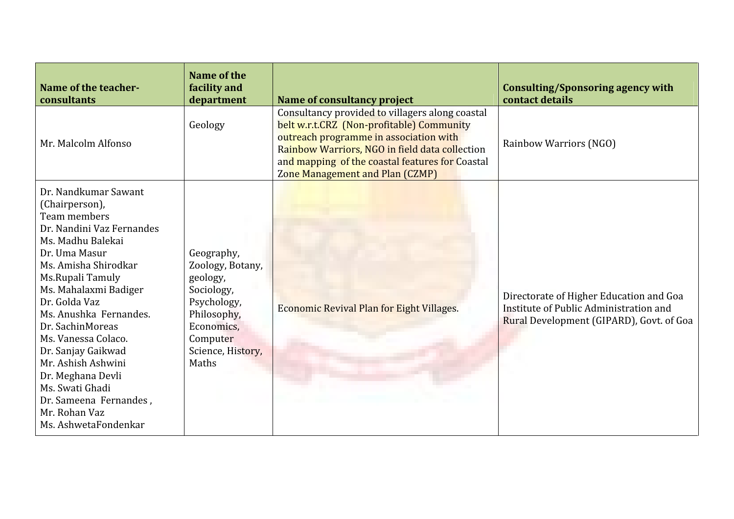| Name of the teacher-consultants | Name of the facility and department | Name of consultancy project | Consulting/Sponsoring agency with contact details |
|---|---|---|---|
| Mr. Malcolm Alfonso | Geology | Consultancy provided to villagers along coastal belt w.r.t.CRZ (Non-profitable) Community outreach programme in association with Rainbow Warriors, NGO in field data collection and mapping of the coastal features for Coastal Zone Management and Plan (CZMP) | Rainbow Warriors (NGO) |
| Dr. Nandkumar Sawant (Chairperson), Team members Dr. Nandini Vaz Fernandes Ms. Madhu Balekai Dr. Uma Masur Ms. Amisha Shirodkar Ms.Rupali Tamuly Ms. Mahalaxmi Badiger Dr. Golda Vaz Ms. Anushka Fernandes. Dr. SachinMoreas Ms. Vanessa Colaco. Dr. Sanjay Gaikwad Mr. Ashish Ashwini Dr. Meghana Devli Ms. Swati Ghadi Dr. Sameena Fernandes , Mr. Rohan Vaz Ms. AshwetaFondenkar | Geography, Zoology, Botany, geology, Sociology, Psychology, Philosophy, Economics, Computer Science, History, Maths | Economic Revival Plan for Eight Villages. | Directorate of Higher Education and Goa Institute of Public Administration and Rural Development (GIPARD), Govt. of Goa |